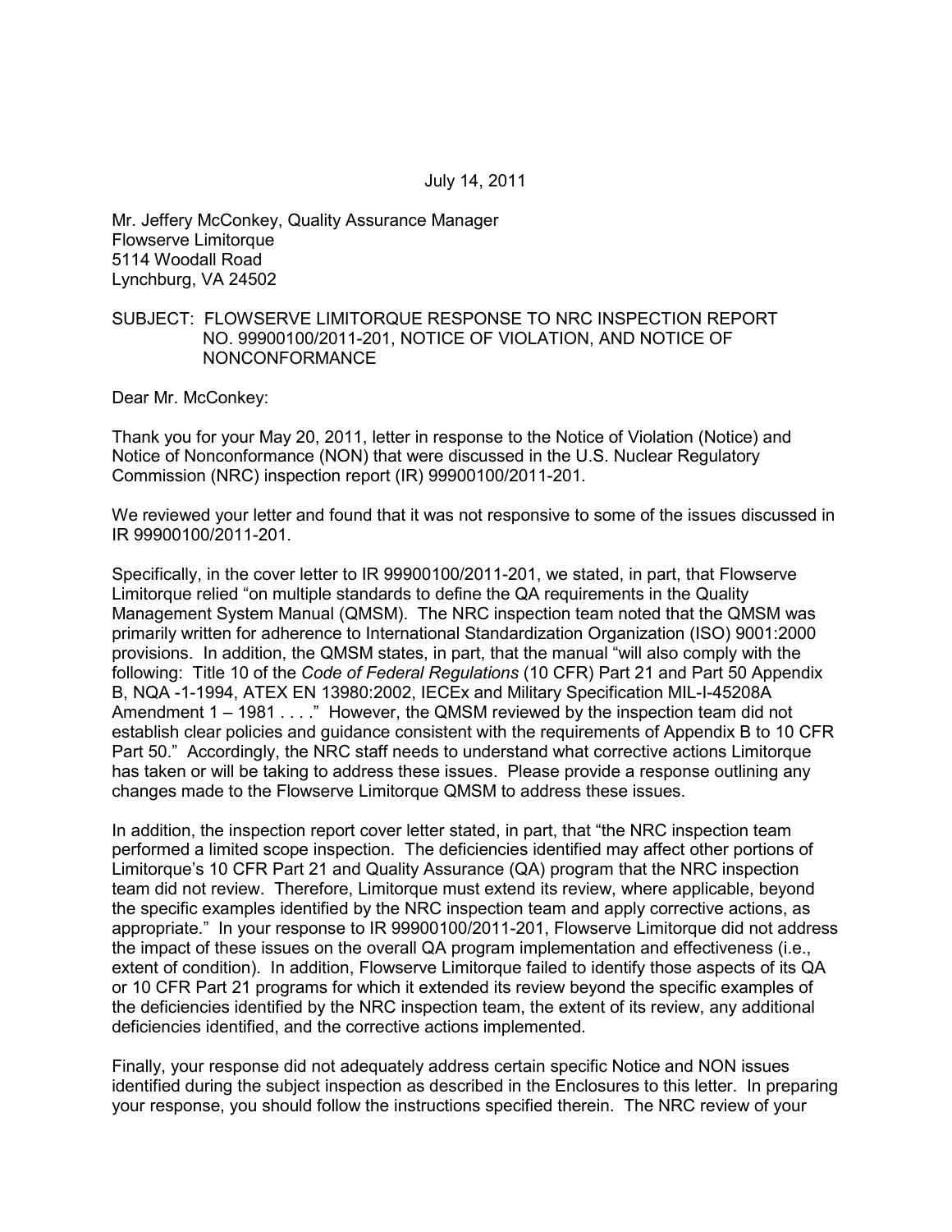July 14, 2011

Mr. Jeffery McConkey, Quality Assurance Manager
Flowserve Limitorque
5114 Woodall Road
Lynchburg, VA 24502

SUBJECT: FLOWSERVE LIMITORQUE RESPONSE TO NRC INSPECTION REPORT NO. 99900100/2011-201, NOTICE OF VIOLATION, AND NOTICE OF NONCONFORMANCE

Dear Mr. McConkey:

Thank you for your May 20, 2011, letter in response to the Notice of Violation (Notice) and Notice of Nonconformance (NON) that were discussed in the U.S. Nuclear Regulatory Commission (NRC) inspection report (IR) 99900100/2011-201.

We reviewed your letter and found that it was not responsive to some of the issues discussed in IR 99900100/2011-201.

Specifically, in the cover letter to IR 99900100/2011-201, we stated, in part, that Flowserve Limitorque relied "on multiple standards to define the QA requirements in the Quality Management System Manual (QMSM). The NRC inspection team noted that the QMSM was primarily written for adherence to International Standardization Organization (ISO) 9001:2000 provisions. In addition, the QMSM states, in part, that the manual "will also comply with the following: Title 10 of the *Code of Federal Regulations* (10 CFR) Part 21 and Part 50 Appendix B, NQA -1-1994, ATEX EN 13980:2002, IECEx and Military Specification MIL-I-45208A Amendment 1 – 1981 . . . ." However, the QMSM reviewed by the inspection team did not establish clear policies and guidance consistent with the requirements of Appendix B to 10 CFR Part 50." Accordingly, the NRC staff needs to understand what corrective actions Limitorque has taken or will be taking to address these issues. Please provide a response outlining any changes made to the Flowserve Limitorque QMSM to address these issues.

In addition, the inspection report cover letter stated, in part, that "the NRC inspection team performed a limited scope inspection. The deficiencies identified may affect other portions of Limitorque's 10 CFR Part 21 and Quality Assurance (QA) program that the NRC inspection team did not review. Therefore, Limitorque must extend its review, where applicable, beyond the specific examples identified by the NRC inspection team and apply corrective actions, as appropriate." In your response to IR 99900100/2011-201, Flowserve Limitorque did not address the impact of these issues on the overall QA program implementation and effectiveness (i.e., extent of condition). In addition, Flowserve Limitorque failed to identify those aspects of its QA or 10 CFR Part 21 programs for which it extended its review beyond the specific examples of the deficiencies identified by the NRC inspection team, the extent of its review, any additional deficiencies identified, and the corrective actions implemented.

Finally, your response did not adequately address certain specific Notice and NON issues identified during the subject inspection as described in the Enclosures to this letter. In preparing your response, you should follow the instructions specified therein. The NRC review of your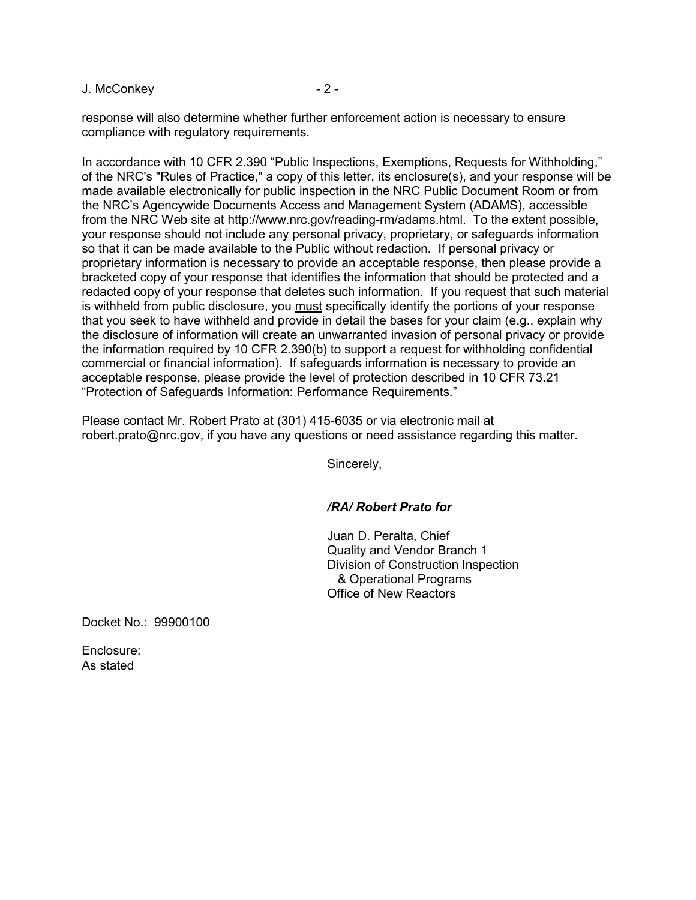response will also determine whether further enforcement action is necessary to ensure compliance with regulatory requirements.

In accordance with 10 CFR 2.390 "Public Inspections, Exemptions, Requests for Withholding," of the NRC's "Rules of Practice," a copy of this letter, its enclosure(s), and your response will be made available electronically for public inspection in the NRC Public Document Room or from the NRC's Agencywide Documents Access and Management System (ADAMS), accessible from the NRC Web site at http://www.nrc.gov/reading-rm/adams.html. To the extent possible, your response should not include any personal privacy, proprietary, or safeguards information so that it can be made available to the Public without redaction. If personal privacy or proprietary information is necessary to provide an acceptable response, then please provide a bracketed copy of your response that identifies the information that should be protected and a redacted copy of your response that deletes such information. If you request that such material is withheld from public disclosure, you <u>must</u> specifically identify the portions of your response that you seek to have withheld and provide in detail the bases for your claim (e.g., explain why the disclosure of information will create an unwarranted invasion of personal privacy or provide the information required by 10 CFR 2.390(b) to support a request for withholding confidential commercial or financial information). If safeguards information is necessary to provide an acceptable response, please provide the level of protection described in 10 CFR 73.21 "Protection of Safeguards Information: Performance Requirements."

Please contact Mr. Robert Prato at (301) 415-6035 or via electronic mail at robert.prato@nrc.gov, if you have any questions or need assistance regarding this matter.

Sincerely,

***/RA/ Robert Prato for***

Juan D. Peralta, Chief
Quality and Vendor Branch 1
Division of Construction Inspection
& Operational Programs
Office of New Reactors

Docket No.: 99900100

Enclosure:
As stated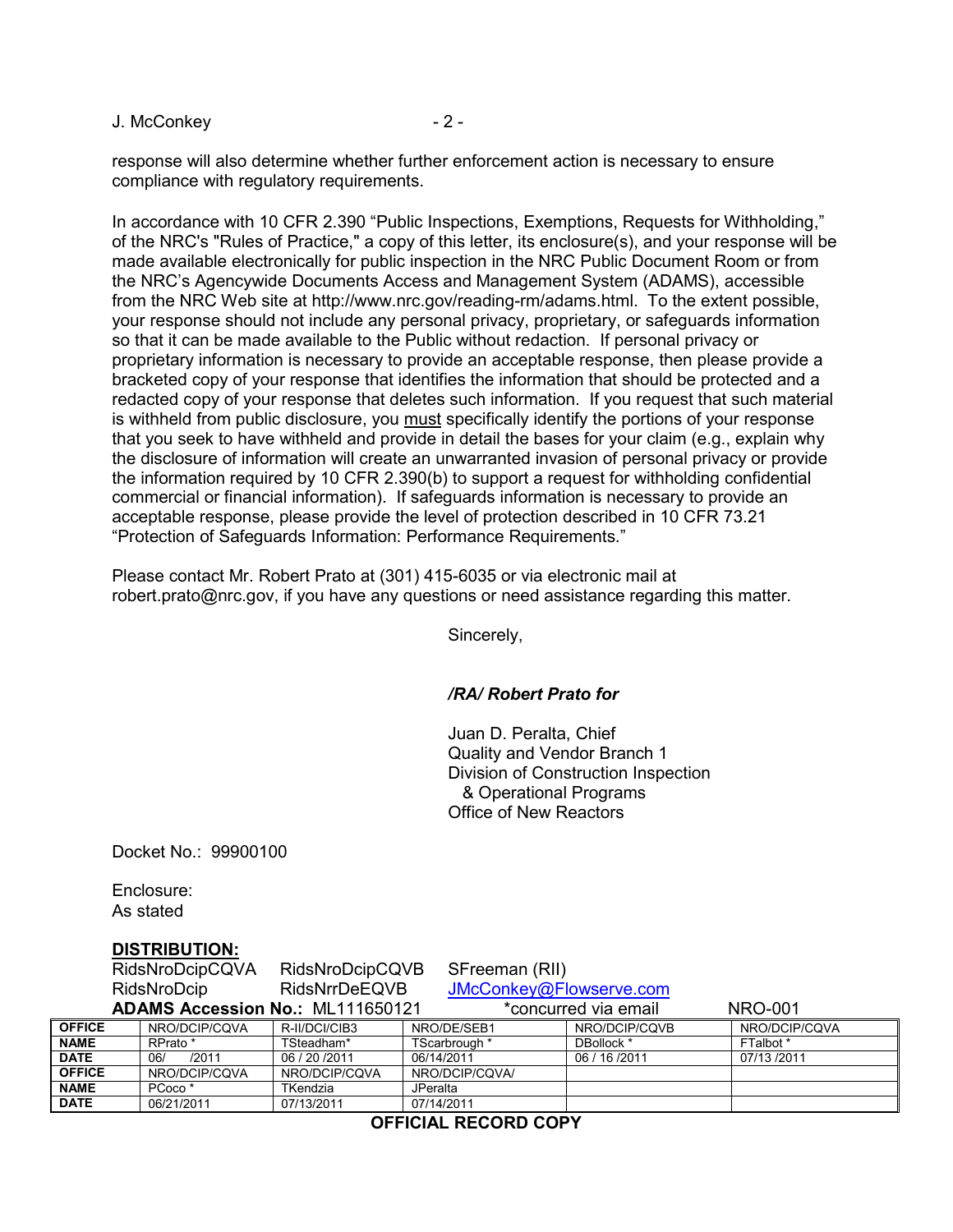response will also determine whether further enforcement action is necessary to ensure compliance with regulatory requirements.

In accordance with 10 CFR 2.390 "Public Inspections, Exemptions, Requests for Withholding," of the NRC's "Rules of Practice," a copy of this letter, its enclosure(s), and your response will be made available electronically for public inspection in the NRC Public Document Room or from the NRC's Agencywide Documents Access and Management System (ADAMS), accessible from the NRC Web site at http://www.nrc.gov/reading-rm/adams.html. To the extent possible, your response should not include any personal privacy, proprietary, or safeguards information so that it can be made available to the Public without redaction. If personal privacy or proprietary information is necessary to provide an acceptable response, then please provide a bracketed copy of your response that identifies the information that should be protected and a redacted copy of your response that deletes such information. If you request that such material is withheld from public disclosure, you must specifically identify the portions of your response that you seek to have withheld and provide in detail the bases for your claim (e.g., explain why the disclosure of information will create an unwarranted invasion of personal privacy or provide the information required by 10 CFR 2.390(b) to support a request for withholding confidential commercial or financial information). If safeguards information is necessary to provide an acceptable response, please provide the level of protection described in 10 CFR 73.21 "Protection of Safeguards Information: Performance Requirements."

Please contact Mr. Robert Prato at (301) 415-6035 or via electronic mail at robert.prato@nrc.gov, if you have any questions or need assistance regarding this matter.

Sincerely,

***/RA/ Robert Prato for***

Juan D. Peralta, Chief
Quality and Vendor Branch 1
Division of Construction Inspection
& Operational Programs
Office of New Reactors

Docket No.: 99900100

Enclosure:
As stated

**DISTRIBUTION:**
RidsNroDcipCQVA RidsNroDcipCQVB SFreeman (RII)
RidsNroDcip RidsNrrDeEQVB JMcConkey@Flowserve.com

**ADAMS Accession No.:** ML111650121 *concurred via email NRO-001

| OFFICE | NRO/DCIP/CQVA | R-II/DCI/CIB3 | NRO/DE/SEB1 | NRO/DCIP/CQVB | NRO/DCIP/CQVA |
|---|---|---|---|---|---|
| NAME | RPrato * | TSteadham* | TScarbrough * | DBollock * | FTalbot * |
| DATE | 06/ /2011 | 06 / 20 /2011 | 06/14/2011 | 06 / 16 /2011 | 07/13 /2011 |
| OFFICE | NRO/DCIP/CQVA | NRO/DCIP/CQVA | NRO/DCIP/CQVA/ | | |
| NAME | PCoco * | TKendzia | JPeralta | | |
| DATE | 06/21/2011 | 07/13/2011 | 07/14/2011 | | |

**OFFICIAL RECORD COPY**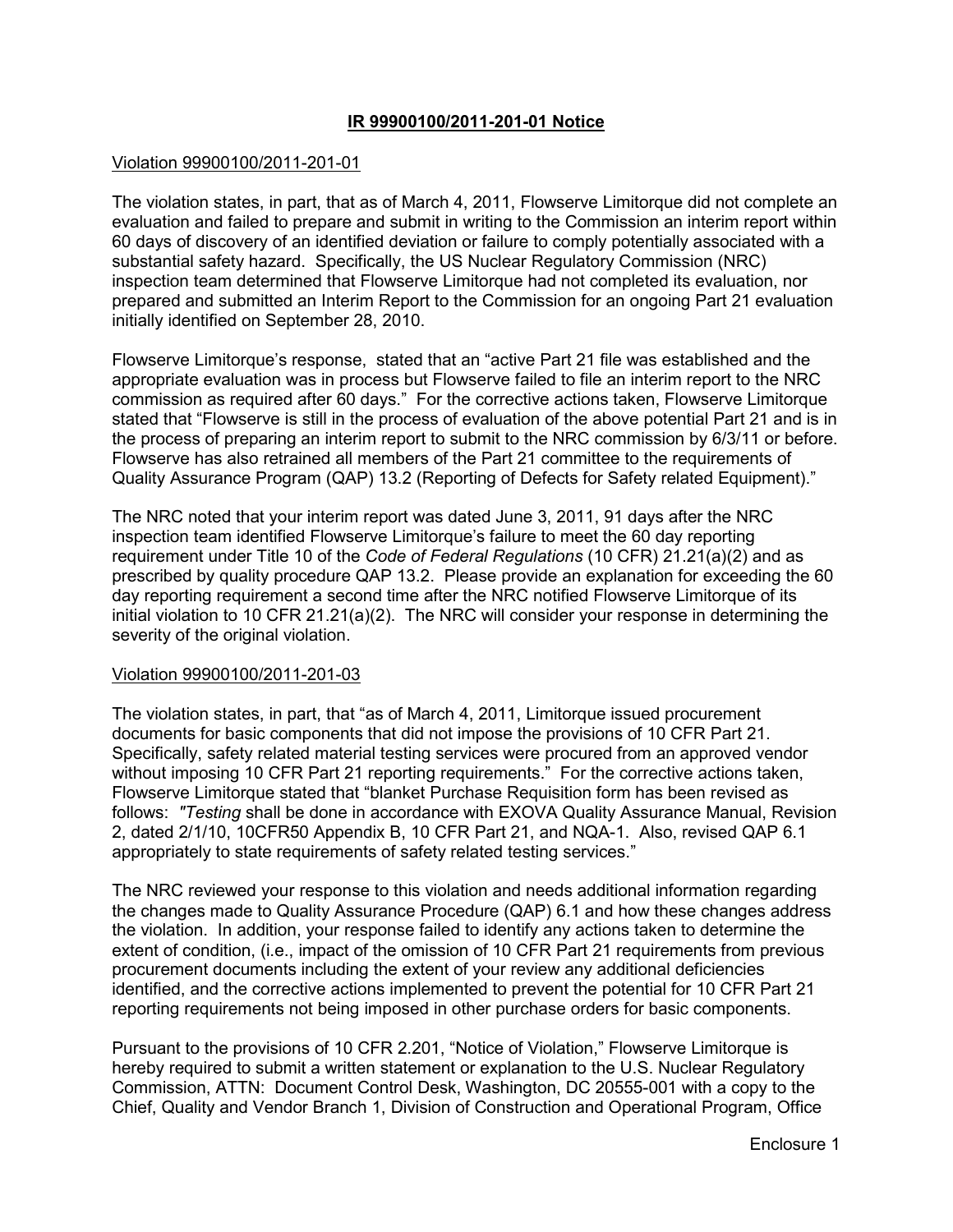## IR 99900100/2011-201-01 Notice

Violation 99900100/2011-201-01

The violation states, in part, that as of March 4, 2011, Flowserve Limitorque did not complete an evaluation and failed to prepare and submit in writing to the Commission an interim report within 60 days of discovery of an identified deviation or failure to comply potentially associated with a substantial safety hazard. Specifically, the US Nuclear Regulatory Commission (NRC) inspection team determined that Flowserve Limitorque had not completed its evaluation, nor prepared and submitted an Interim Report to the Commission for an ongoing Part 21 evaluation initially identified on September 28, 2010.

Flowserve Limitorque's response, stated that an "active Part 21 file was established and the appropriate evaluation was in process but Flowserve failed to file an interim report to the NRC commission as required after 60 days." For the corrective actions taken, Flowserve Limitorque stated that "Flowserve is still in the process of evaluation of the above potential Part 21 and is in the process of preparing an interim report to submit to the NRC commission by 6/3/11 or before. Flowserve has also retrained all members of the Part 21 committee to the requirements of Quality Assurance Program (QAP) 13.2 (Reporting of Defects for Safety related Equipment)."

The NRC noted that your interim report was dated June 3, 2011, 91 days after the NRC inspection team identified Flowserve Limitorque's failure to meet the 60 day reporting requirement under Title 10 of the *Code of Federal Regulations* (10 CFR) 21.21(a)(2) and as prescribed by quality procedure QAP 13.2. Please provide an explanation for exceeding the 60 day reporting requirement a second time after the NRC notified Flowserve Limitorque of its initial violation to 10 CFR 21.21(a)(2). The NRC will consider your response in determining the severity of the original violation.

Violation 99900100/2011-201-03

The violation states, in part, that "as of March 4, 2011, Limitorque issued procurement documents for basic components that did not impose the provisions of 10 CFR Part 21. Specifically, safety related material testing services were procured from an approved vendor without imposing 10 CFR Part 21 reporting requirements." For the corrective actions taken, Flowserve Limitorque stated that "blanket Purchase Requisition form has been revised as follows: *"Testing* shall be done in accordance with EXOVA Quality Assurance Manual, Revision 2, dated 2/1/10, 10CFR50 Appendix B, 10 CFR Part 21, and NQA-1. Also, revised QAP 6.1 appropriately to state requirements of safety related testing services."

The NRC reviewed your response to this violation and needs additional information regarding the changes made to Quality Assurance Procedure (QAP) 6.1 and how these changes address the violation. In addition, your response failed to identify any actions taken to determine the extent of condition, (i.e., impact of the omission of 10 CFR Part 21 requirements from previous procurement documents including the extent of your review any additional deficiencies identified, and the corrective actions implemented to prevent the potential for 10 CFR Part 21 reporting requirements not being imposed in other purchase orders for basic components.

Pursuant to the provisions of 10 CFR 2.201, "Notice of Violation," Flowserve Limitorque is hereby required to submit a written statement or explanation to the U.S. Nuclear Regulatory Commission, ATTN: Document Control Desk, Washington, DC 20555-001 with a copy to the Chief, Quality and Vendor Branch 1, Division of Construction and Operational Program, Office

Enclosure 1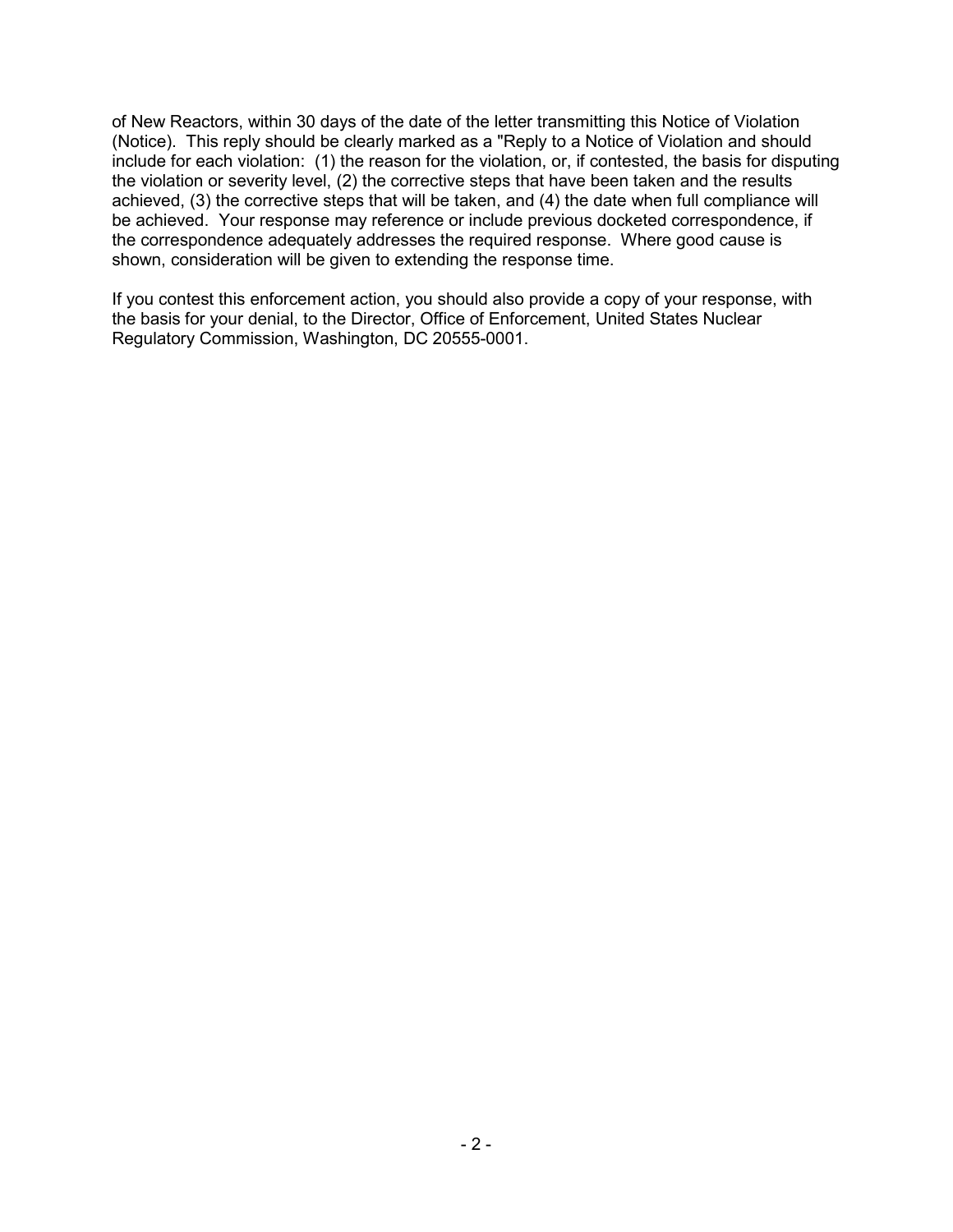of New Reactors, within 30 days of the date of the letter transmitting this Notice of Violation (Notice). This reply should be clearly marked as a "Reply to a Notice of Violation and should include for each violation: (1) the reason for the violation, or, if contested, the basis for disputing the violation or severity level, (2) the corrective steps that have been taken and the results achieved, (3) the corrective steps that will be taken, and (4) the date when full compliance will be achieved. Your response may reference or include previous docketed correspondence, if the correspondence adequately addresses the required response. Where good cause is shown, consideration will be given to extending the response time.

If you contest this enforcement action, you should also provide a copy of your response, with the basis for your denial, to the Director, Office of Enforcement, United States Nuclear Regulatory Commission, Washington, DC 20555-0001.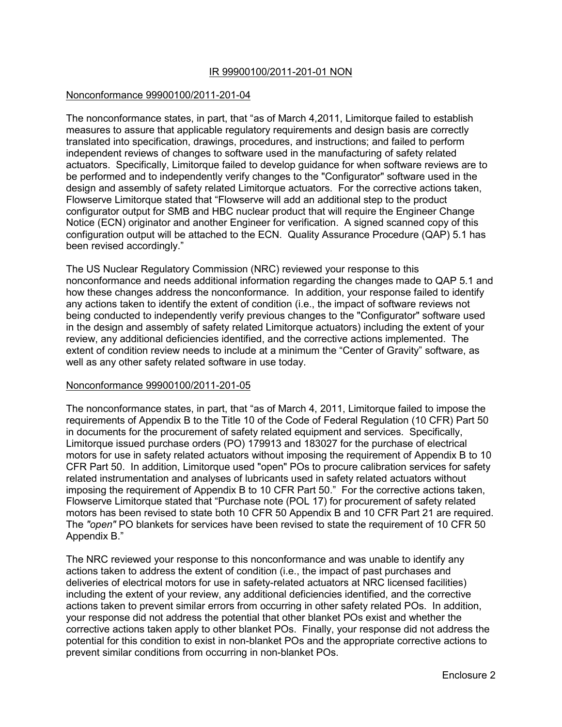IR 99900100/2011-201-01 NON

Nonconformance 99900100/2011-201-04

The nonconformance states, in part, that "as of March 4,2011, Limitorque failed to establish measures to assure that applicable regulatory requirements and design basis are correctly translated into specification, drawings, procedures, and instructions; and failed to perform independent reviews of changes to software used in the manufacturing of safety related actuators. Specifically, Limitorque failed to develop guidance for when software reviews are to be performed and to independently verify changes to the "Configurator" software used in the design and assembly of safety related Limitorque actuators. For the corrective actions taken, Flowserve Limitorque stated that "Flowserve will add an additional step to the product configurator output for SMB and HBC nuclear product that will require the Engineer Change Notice (ECN) originator and another Engineer for verification. A signed scanned copy of this configuration output will be attached to the ECN. Quality Assurance Procedure (QAP) 5.1 has been revised accordingly."

The US Nuclear Regulatory Commission (NRC) reviewed your response to this nonconformance and needs additional information regarding the changes made to QAP 5.1 and how these changes address the nonconformance. In addition, your response failed to identify any actions taken to identify the extent of condition (i.e., the impact of software reviews not being conducted to independently verify previous changes to the "Configurator" software used in the design and assembly of safety related Limitorque actuators) including the extent of your review, any additional deficiencies identified, and the corrective actions implemented. The extent of condition review needs to include at a minimum the "Center of Gravity" software, as well as any other safety related software in use today.

Nonconformance 99900100/2011-201-05

The nonconformance states, in part, that "as of March 4, 2011, Limitorque failed to impose the requirements of Appendix B to the Title 10 of the Code of Federal Regulation (10 CFR) Part 50 in documents for the procurement of safety related equipment and services. Specifically, Limitorque issued purchase orders (PO) 179913 and 183027 for the purchase of electrical motors for use in safety related actuators without imposing the requirement of Appendix B to 10 CFR Part 50. In addition, Limitorque used "open" POs to procure calibration services for safety related instrumentation and analyses of lubricants used in safety related actuators without imposing the requirement of Appendix B to 10 CFR Part 50." For the corrective actions taken, Flowserve Limitorque stated that "Purchase note (POL 17) for procurement of safety related motors has been revised to state both 10 CFR 50 Appendix B and 10 CFR Part 21 are required. The *"open"* PO blankets for services have been revised to state the requirement of 10 CFR 50 Appendix B."

The NRC reviewed your response to this nonconformance and was unable to identify any actions taken to address the extent of condition (i.e., the impact of past purchases and deliveries of electrical motors for use in safety-related actuators at NRC licensed facilities) including the extent of your review, any additional deficiencies identified, and the corrective actions taken to prevent similar errors from occurring in other safety related POs. In addition, your response did not address the potential that other blanket POs exist and whether the corrective actions taken apply to other blanket POs. Finally, your response did not address the potential for this condition to exist in non-blanket POs and the appropriate corrective actions to prevent similar conditions from occurring in non-blanket POs.

Enclosure 2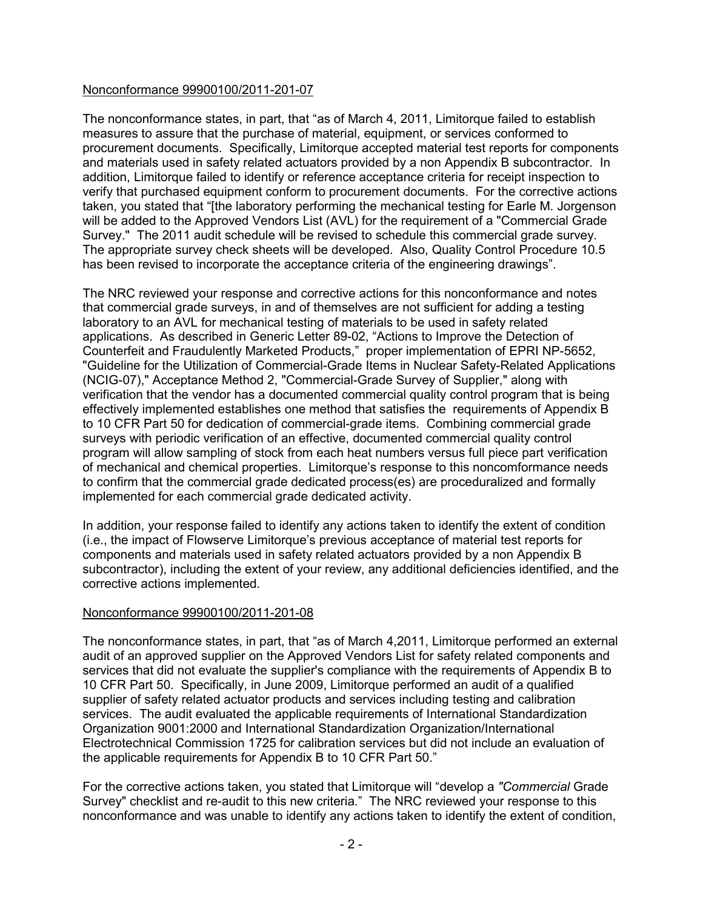Nonconformance 99900100/2011-201-07

The nonconformance states, in part, that "as of March 4, 2011, Limitorque failed to establish measures to assure that the purchase of material, equipment, or services conformed to procurement documents. Specifically, Limitorque accepted material test reports for components and materials used in safety related actuators provided by a non Appendix B subcontractor. In addition, Limitorque failed to identify or reference acceptance criteria for receipt inspection to verify that purchased equipment conform to procurement documents. For the corrective actions taken, you stated that "[the laboratory performing the mechanical testing for Earle M. Jorgenson will be added to the Approved Vendors List (AVL) for the requirement of a "Commercial Grade Survey." The 2011 audit schedule will be revised to schedule this commercial grade survey. The appropriate survey check sheets will be developed. Also, Quality Control Procedure 10.5 has been revised to incorporate the acceptance criteria of the engineering drawings".

The NRC reviewed your response and corrective actions for this nonconformance and notes that commercial grade surveys, in and of themselves are not sufficient for adding a testing laboratory to an AVL for mechanical testing of materials to be used in safety related applications. As described in Generic Letter 89-02, "Actions to Improve the Detection of Counterfeit and Fraudulently Marketed Products," proper implementation of EPRI NP-5652, "Guideline for the Utilization of Commercial-Grade Items in Nuclear Safety-Related Applications (NCIG-07)," Acceptance Method 2, "Commercial-Grade Survey of Supplier," along with verification that the vendor has a documented commercial quality control program that is being effectively implemented establishes one method that satisfies the requirements of Appendix B to 10 CFR Part 50 for dedication of commercial-grade items. Combining commercial grade surveys with periodic verification of an effective, documented commercial quality control program will allow sampling of stock from each heat numbers versus full piece part verification of mechanical and chemical properties. Limitorque's response to this noncomformance needs to confirm that the commercial grade dedicated process(es) are proceduralized and formally implemented for each commercial grade dedicated activity.

In addition, your response failed to identify any actions taken to identify the extent of condition (i.e., the impact of Flowserve Limitorque's previous acceptance of material test reports for components and materials used in safety related actuators provided by a non Appendix B subcontractor), including the extent of your review, any additional deficiencies identified, and the corrective actions implemented.

Nonconformance 99900100/2011-201-08

The nonconformance states, in part, that "as of March 4,2011, Limitorque performed an external audit of an approved supplier on the Approved Vendors List for safety related components and services that did not evaluate the supplier's compliance with the requirements of Appendix B to 10 CFR Part 50. Specifically, in June 2009, Limitorque performed an audit of a qualified supplier of safety related actuator products and services including testing and calibration services. The audit evaluated the applicable requirements of International Standardization Organization 9001:2000 and International Standardization Organization/International Electrotechnical Commission 1725 for calibration services but did not include an evaluation of the applicable requirements for Appendix B to 10 CFR Part 50."

For the corrective actions taken, you stated that Limitorque will "develop a *"Commercial* Grade Survey" checklist and re-audit to this new criteria." The NRC reviewed your response to this nonconformance and was unable to identify any actions taken to identify the extent of condition,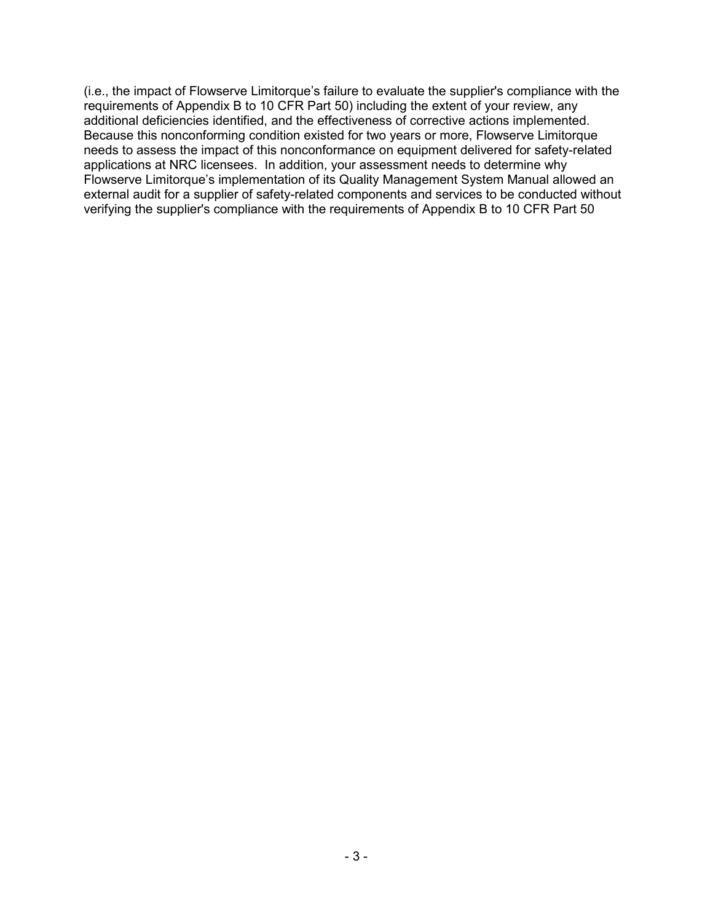(i.e., the impact of Flowserve Limitorque's failure to evaluate the supplier's compliance with the requirements of Appendix B to 10 CFR Part 50) including the extent of your review, any additional deficiencies identified, and the effectiveness of corrective actions implemented. Because this nonconforming condition existed for two years or more, Flowserve Limitorque needs to assess the impact of this nonconformance on equipment delivered for safety-related applications at NRC licensees. In addition, your assessment needs to determine why Flowserve Limitorque's implementation of its Quality Management System Manual allowed an external audit for a supplier of safety-related components and services to be conducted without verifying the supplier's compliance with the requirements of Appendix B to 10 CFR Part 50